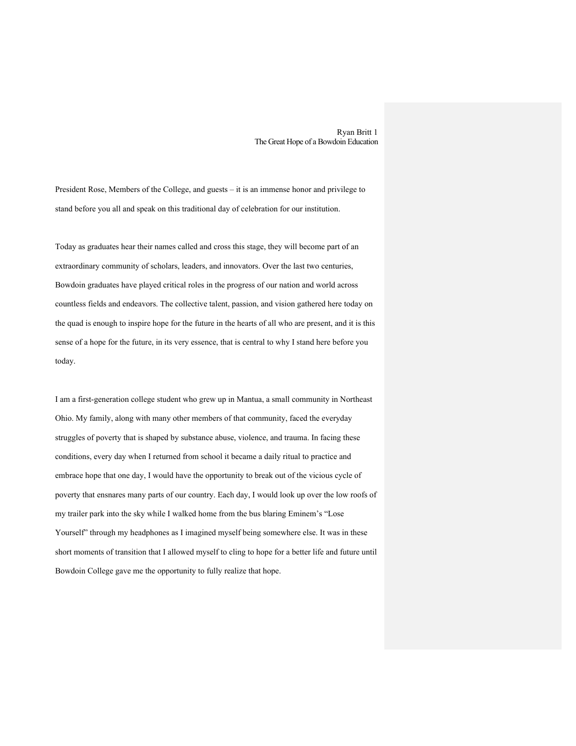President Rose, Members of the College, and guests – it is an immense honor and privilege to stand before you all and speak on this traditional day of celebration for our institution.

Today as graduates hear their names called and cross this stage, they will become part of an extraordinary community of scholars, leaders, and innovators. Over the last two centuries, Bowdoin graduates have played critical roles in the progress of our nation and world across countless fields and endeavors. The collective talent, passion, and vision gathered here today on the quad is enough to inspire hope for the future in the hearts of all who are present, and it is this sense of a hope for the future, in its very essence, that is central to why I stand here before you today.

I am a first-generation college student who grew up in Mantua, a small community in Northeast Ohio. My family, along with many other members of that community, faced the everyday struggles of poverty that is shaped by substance abuse, violence, and trauma. In facing these conditions, every day when I returned from school it became a daily ritual to practice and embrace hope that one day, I would have the opportunity to break out of the vicious cycle of poverty that ensnares many parts of our country. Each day, I would look up over the low roofs of my trailer park into the sky while I walked home from the bus blaring Eminem's "Lose Yourself" through my headphones as I imagined myself being somewhere else. It was in these short moments of transition that I allowed myself to cling to hope for a better life and future until Bowdoin College gave me the opportunity to fully realize that hope.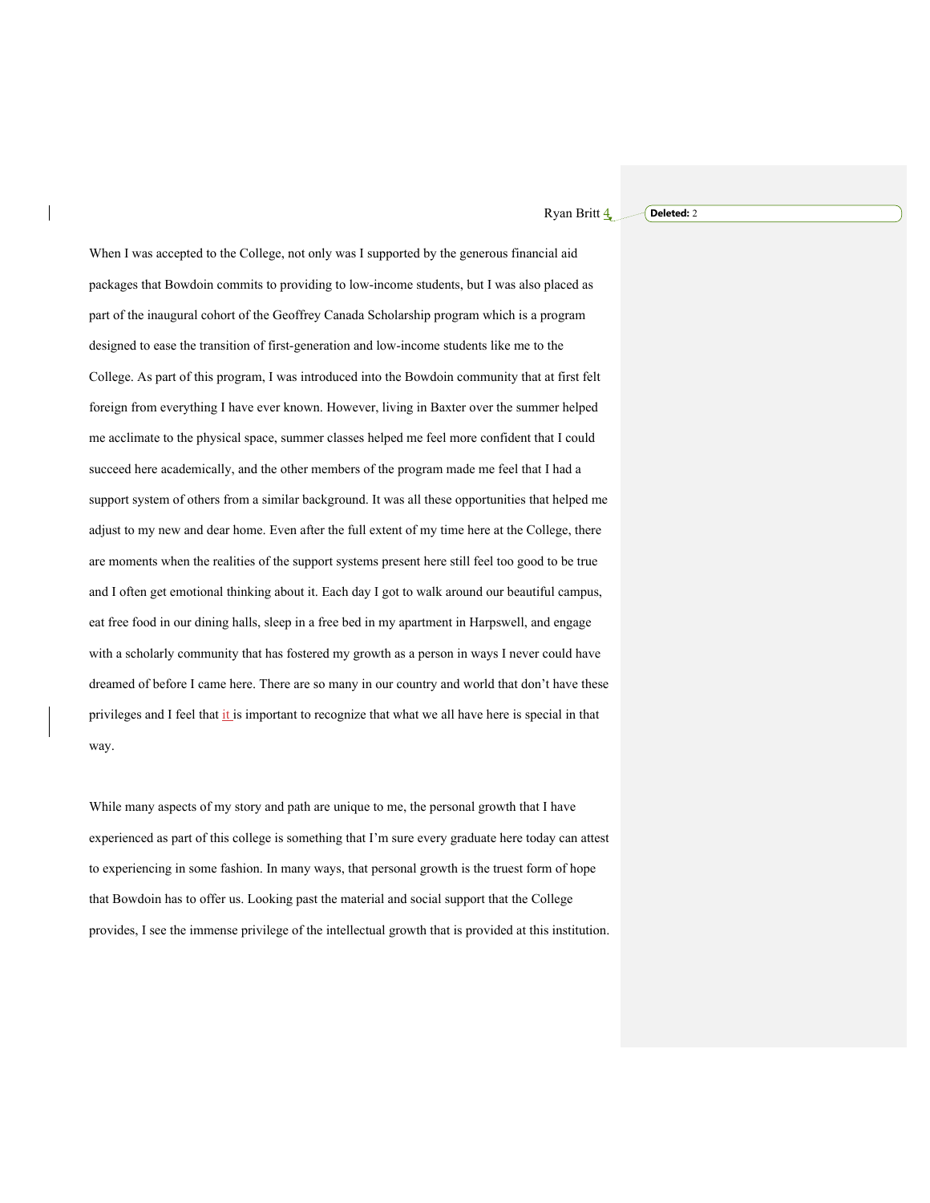When I was accepted to the College, not only was I supported by the generous financial aid packages that Bowdoin commits to providing to low-income students, but I was also placed as part of the inaugural cohort of the Geoffrey Canada Scholarship program which is a program designed to ease the transition of first-generation and low-income students like me to the College. As part of this program, I was introduced into the Bowdoin community that at first felt foreign from everything I have ever known. However, living in Baxter over the summer helped me acclimate to the physical space, summer classes helped me feel more confident that I could succeed here academically, and the other members of the program made me feel that I had a support system of others from a similar background. It was all these opportunities that helped me adjust to my new and dear home. Even after the full extent of my time here at the College, there are moments when the realities of the support systems present here still feel too good to be true and I often get emotional thinking about it. Each day I got to walk around our beautiful campus, eat free food in our dining halls, sleep in a free bed in my apartment in Harpswell, and engage with a scholarly community that has fostered my growth as a person in ways I never could have dreamed of before I came here. There are so many in our country and world that don't have these privileges and I feel that it is important to recognize that what we all have here is special in that way.

While many aspects of my story and path are unique to me, the personal growth that I have experienced as part of this college is something that I'm sure every graduate here today can attest to experiencing in some fashion. In many ways, that personal growth is the truest form of hope that Bowdoin has to offer us. Looking past the material and social support that the College provides, I see the immense privilege of the intellectual growth that is provided at this institution.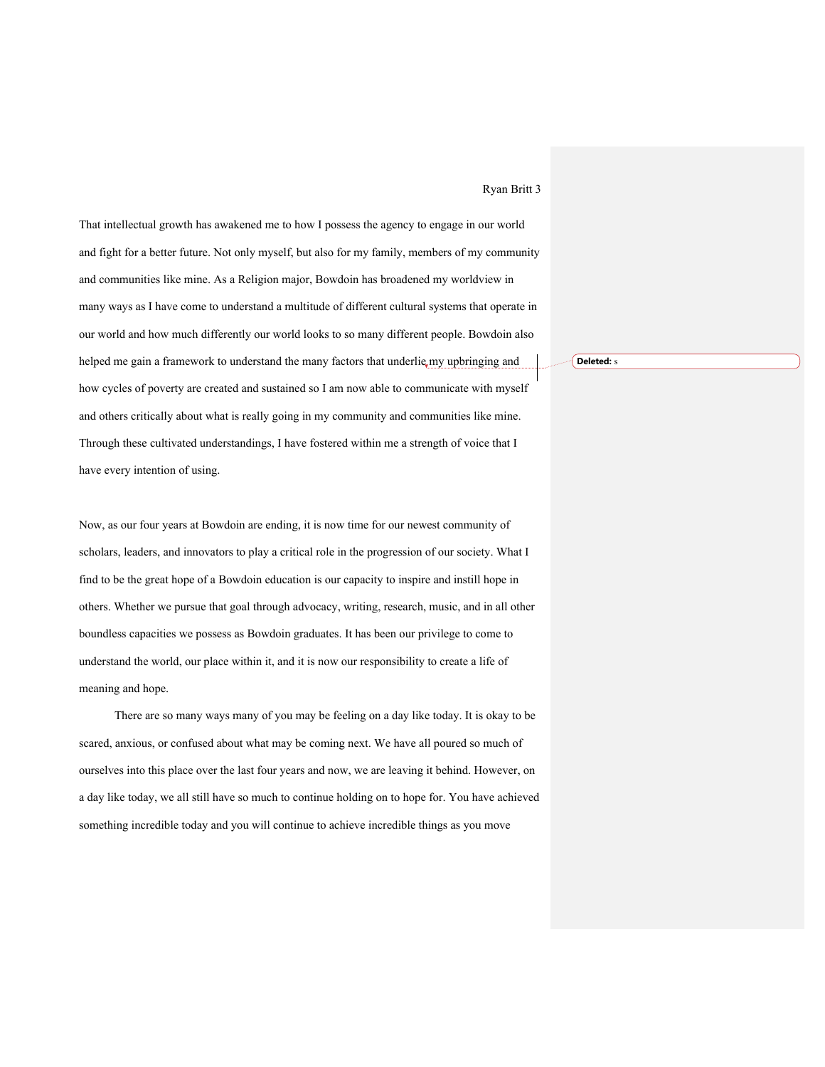That intellectual growth has awakened me to how I possess the agency to engage in our world and fight for a better future. Not only myself, but also for my family, members of my community and communities like mine. As a Religion major, Bowdoin has broadened my worldview in many ways as I have come to understand a multitude of different cultural systems that operate in our world and how much differently our world looks to so many different people. Bowdoin also helped me gain a framework to understand the many factors that underlie my upbringing and how cycles of poverty are created and sustained so I am now able to communicate with myself and others critically about what is really going in my community and communities like mine. Through these cultivated understandings, I have fostered within me a strength of voice that I have every intention of using.

Now, as our four years at Bowdoin are ending, it is now time for our newest community of scholars, leaders, and innovators to play a critical role in the progression of our society. What I find to be the great hope of a Bowdoin education is our capacity to inspire and instill hope in others. Whether we pursue that goal through advocacy, writing, research, music, and in all other boundless capacities we possess as Bowdoin graduates. It has been our privilege to come to understand the world, our place within it, and it is now our responsibility to create a life of meaning and hope.

There are so many ways many of you may be feeling on a day like today. It is okay to be scared, anxious, or confused about what may be coming next. We have all poured so much of ourselves into this place over the last four years and now, we are leaving it behind. However, on a day like today, we all still have so much to continue holding on to hope for. You have achieved something incredible today and you will continue to achieve incredible things as you move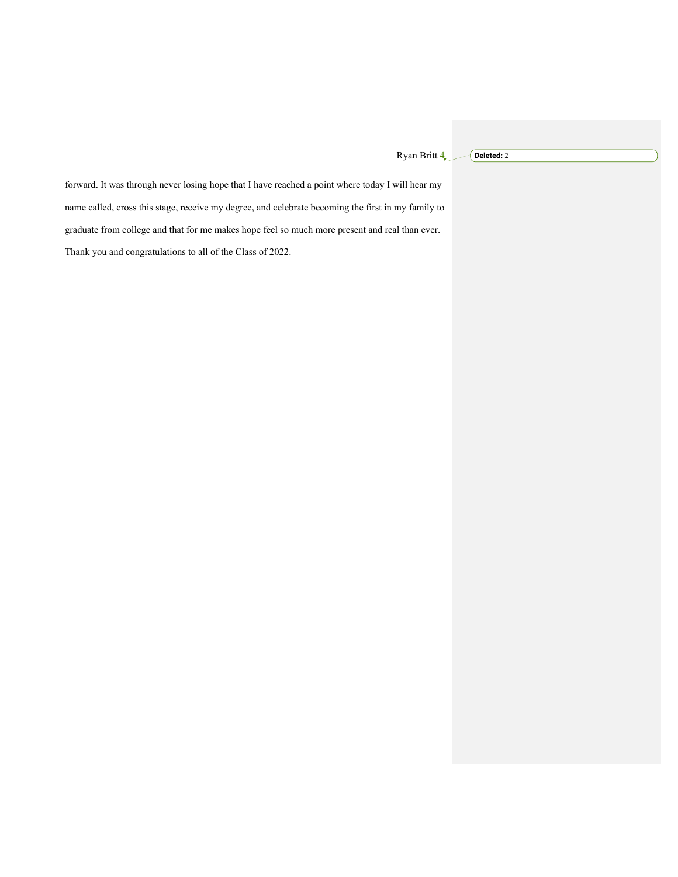forward. It was through never losing hope that I have reached a point where today I will hear my name called, cross this stage, receive my degree, and celebrate becoming the first in my family to graduate from college and that for me makes hope feel so much more present and real than ever. Thank you and congratulations to all of the Class of 2022.